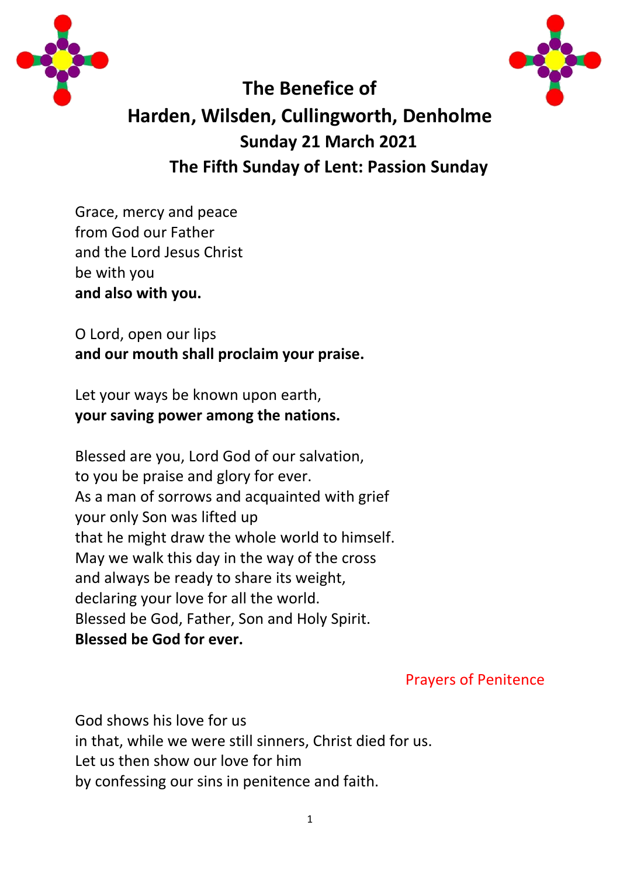# The Benefice of
# Harden, Wilsden, Cullingworth, Denholme

## Sunday 21 March 2021

## The Fifth Sunday of Lent: Passion Sunday

Grace, mercy and peace
from God our Father
and the Lord Jesus Christ
be with you
**and also with you.**

O Lord, open our lips
**and our mouth shall proclaim your praise.**

Let your ways be known upon earth,
**your saving power among the nations.**

Blessed are you, Lord God of our salvation,
to you be praise and glory for ever.
As a man of sorrows and acquainted with grief
your only Son was lifted up
that he might draw the whole world to himself.
May we walk this day in the way of the cross
and always be ready to share its weight,
declaring your love for all the world.
Blessed be God, Father, Son and Holy Spirit.
**Blessed be God for ever.**

### Prayers of Penitence

God shows his love for us
in that, while we were still sinners, Christ died for us.
Let us then show our love for him
by confessing our sins in penitence and faith.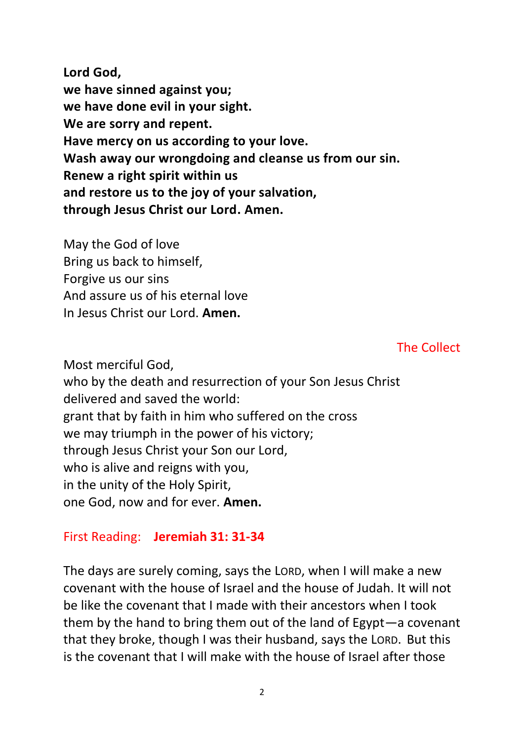**Lord God,**
**we have sinned against you;**
**we have done evil in your sight.**
**We are sorry and repent.**
**Have mercy on us according to your love.**
**Wash away our wrongdoing and cleanse us from our sin.**
**Renew a right spirit within us**
**and restore us to the joy of your salvation,**
**through Jesus Christ our Lord. Amen.**

May the God of love
Bring us back to himself,
Forgive us our sins
And assure us of his eternal love
In Jesus Christ our Lord. **Amen.**

## The Collect

Most merciful God,
who by the death and resurrection of your Son Jesus Christ
delivered and saved the world:
grant that by faith in him who suffered on the cross
we may triumph in the power of his victory;
through Jesus Christ your Son our Lord,
who is alive and reigns with you,
in the unity of the Holy Spirit,
one God, now and for ever. **Amen.**

## First Reading: **Jeremiah 31: 31-34**

The days are surely coming, says the LORD, when I will make a new covenant with the house of Israel and the house of Judah. It will not be like the covenant that I made with their ancestors when I took them by the hand to bring them out of the land of Egypt—a covenant that they broke, though I was their husband, says the LORD. But this is the covenant that I will make with the house of Israel after those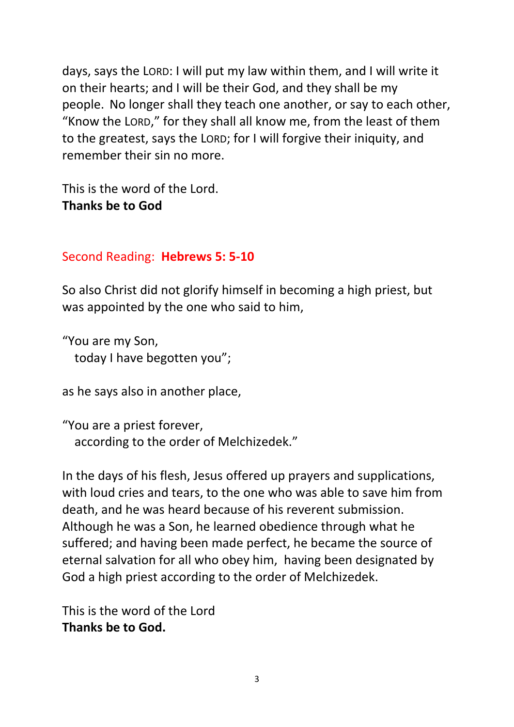days, says the LORD: I will put my law within them, and I will write it on their hearts; and I will be their God, and they shall be my people. No longer shall they teach one another, or say to each other, "Know the LORD," for they shall all know me, from the least of them to the greatest, says the LORD; for I will forgive their iniquity, and remember their sin no more.

This is the word of the Lord.
**Thanks be to God**

Second Reading: **Hebrews 5: 5-10**

So also Christ did not glorify himself in becoming a high priest, but was appointed by the one who said to him,

"You are my Son,
  today I have begotten you";

as he says also in another place,

"You are a priest forever,
  according to the order of Melchizedek."

In the days of his flesh, Jesus offered up prayers and supplications, with loud cries and tears, to the one who was able to save him from death, and he was heard because of his reverent submission. Although he was a Son, he learned obedience through what he suffered; and having been made perfect, he became the source of eternal salvation for all who obey him, having been designated by God a high priest according to the order of Melchizedek.

This is the word of the Lord
**Thanks be to God.**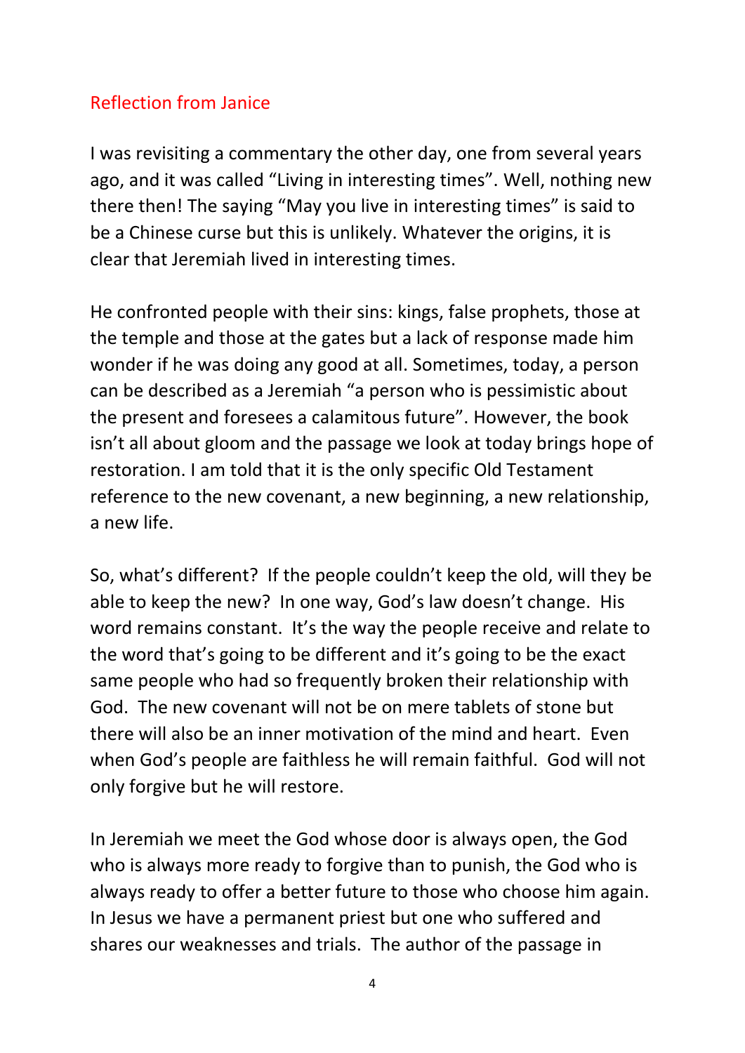## Reflection from Janice

I was revisiting a commentary the other day, one from several years ago, and it was called "Living in interesting times". Well, nothing new there then! The saying "May you live in interesting times" is said to be a Chinese curse but this is unlikely. Whatever the origins, it is clear that Jeremiah lived in interesting times.

He confronted people with their sins: kings, false prophets, those at the temple and those at the gates but a lack of response made him wonder if he was doing any good at all. Sometimes, today, a person can be described as a Jeremiah "a person who is pessimistic about the present and foresees a calamitous future". However, the book isn't all about gloom and the passage we look at today brings hope of restoration. I am told that it is the only specific Old Testament reference to the new covenant, a new beginning, a new relationship, a new life.

So, what's different? If the people couldn't keep the old, will they be able to keep the new? In one way, God's law doesn't change. His word remains constant. It's the way the people receive and relate to the word that's going to be different and it's going to be the exact same people who had so frequently broken their relationship with God. The new covenant will not be on mere tablets of stone but there will also be an inner motivation of the mind and heart. Even when God's people are faithless he will remain faithful. God will not only forgive but he will restore.

In Jeremiah we meet the God whose door is always open, the God who is always more ready to forgive than to punish, the God who is always ready to offer a better future to those who choose him again. In Jesus we have a permanent priest but one who suffered and shares our weaknesses and trials. The author of the passage in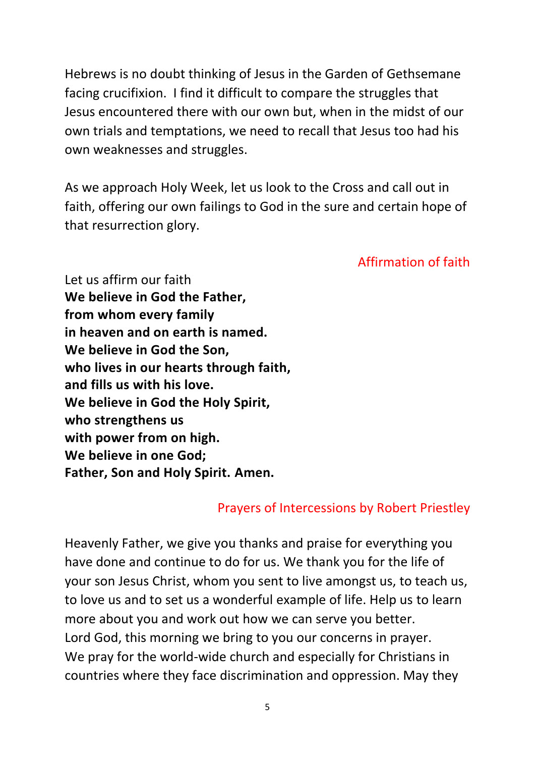Hebrews is no doubt thinking of Jesus in the Garden of Gethsemane facing crucifixion. I find it difficult to compare the struggles that Jesus encountered there with our own but, when in the midst of our own trials and temptations, we need to recall that Jesus too had his own weaknesses and struggles.

As we approach Holy Week, let us look to the Cross and call out in faith, offering our own failings to God in the sure and certain hope of that resurrection glory.

### Affirmation of faith

Let us affirm our faith
**We believe in God the Father,**
**from whom every family**
**in heaven and on earth is named.**
**We believe in God the Son,**
**who lives in our hearts through faith,**
**and fills us with his love.**
**We believe in God the Holy Spirit,**
**who strengthens us**
**with power from on high.**
**We believe in one God;**
**Father, Son and Holy Spirit. Amen.**

### Prayers of Intercessions by Robert Priestley

Heavenly Father, we give you thanks and praise for everything you have done and continue to do for us. We thank you for the life of your son Jesus Christ, whom you sent to live amongst us, to teach us, to love us and to set us a wonderful example of life. Help us to learn more about you and work out how we can serve you better.
Lord God, this morning we bring to you our concerns in prayer.
We pray for the world-wide church and especially for Christians in countries where they face discrimination and oppression. May they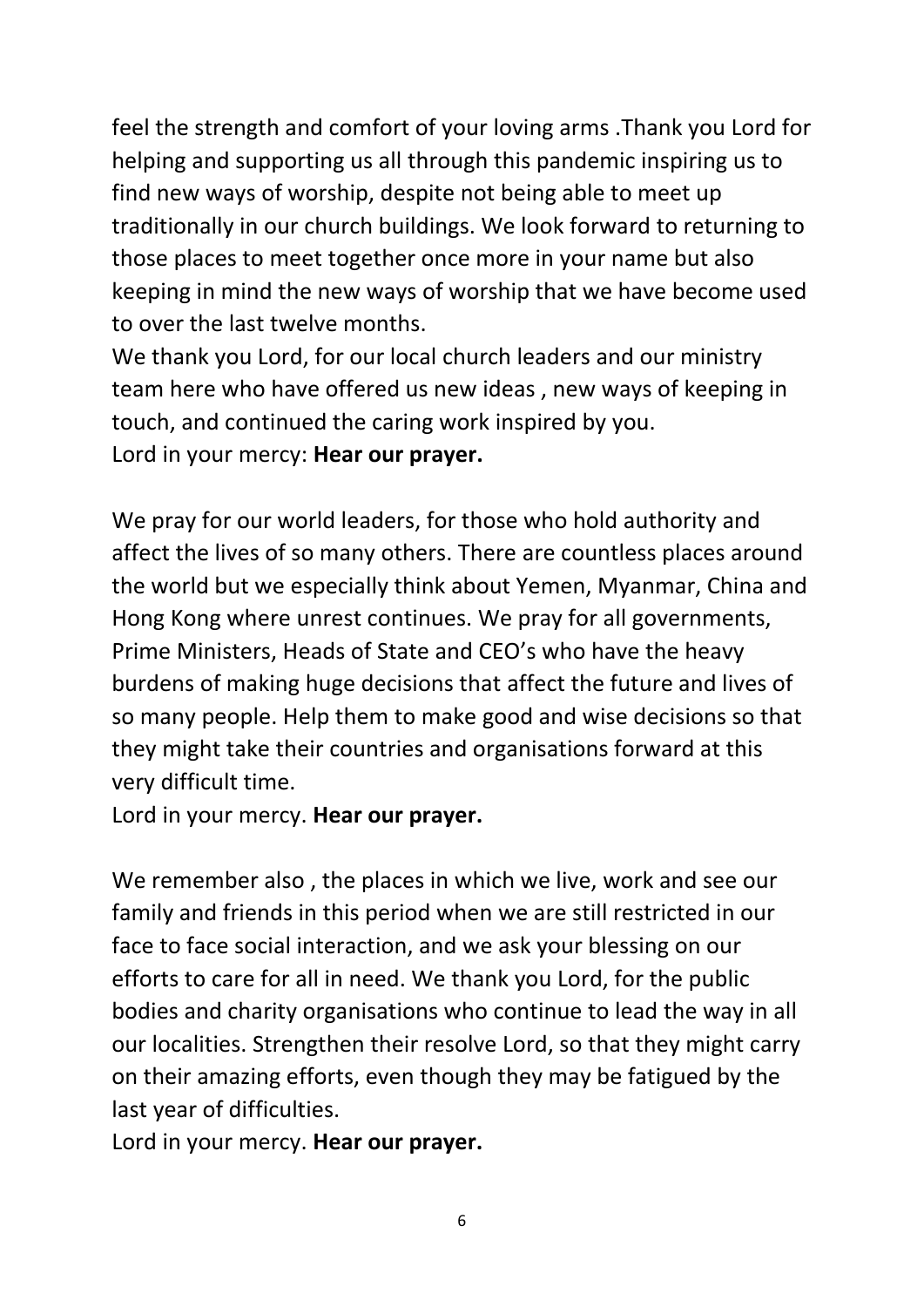feel the strength and comfort of your loving arms .Thank you Lord for helping and supporting us all through this pandemic inspiring us to find new ways of worship, despite not being able to meet up traditionally in our church buildings. We look forward to returning to those places to meet together once more in your name but also keeping in mind the new ways of worship that we have become used to over the last twelve months.
We thank you Lord, for our local church leaders and our ministry team here who have offered us new ideas , new ways of keeping in touch, and continued the caring work inspired by you.
Lord in your mercy: **Hear our prayer.**

We pray for our world leaders, for those who hold authority and affect the lives of so many others. There are countless places around the world but we especially think about Yemen, Myanmar, China and Hong Kong where unrest continues. We pray for all governments, Prime Ministers, Heads of State and CEO's who have the heavy burdens of making huge decisions that affect the future and lives of so many people. Help them to make good and wise decisions so that they might take their countries and organisations forward at this very difficult time.
Lord in your mercy. **Hear our prayer.**

We remember also , the places in which we live, work and see our family and friends in this period when we are still restricted in our face to face social interaction, and we ask your blessing on our efforts to care for all in need. We thank you Lord, for the public bodies and charity organisations who continue to lead the way in all our localities. Strengthen their resolve Lord, so that they might carry on their amazing efforts, even though they may be fatigued by the last year of difficulties.
Lord in your mercy. **Hear our prayer.**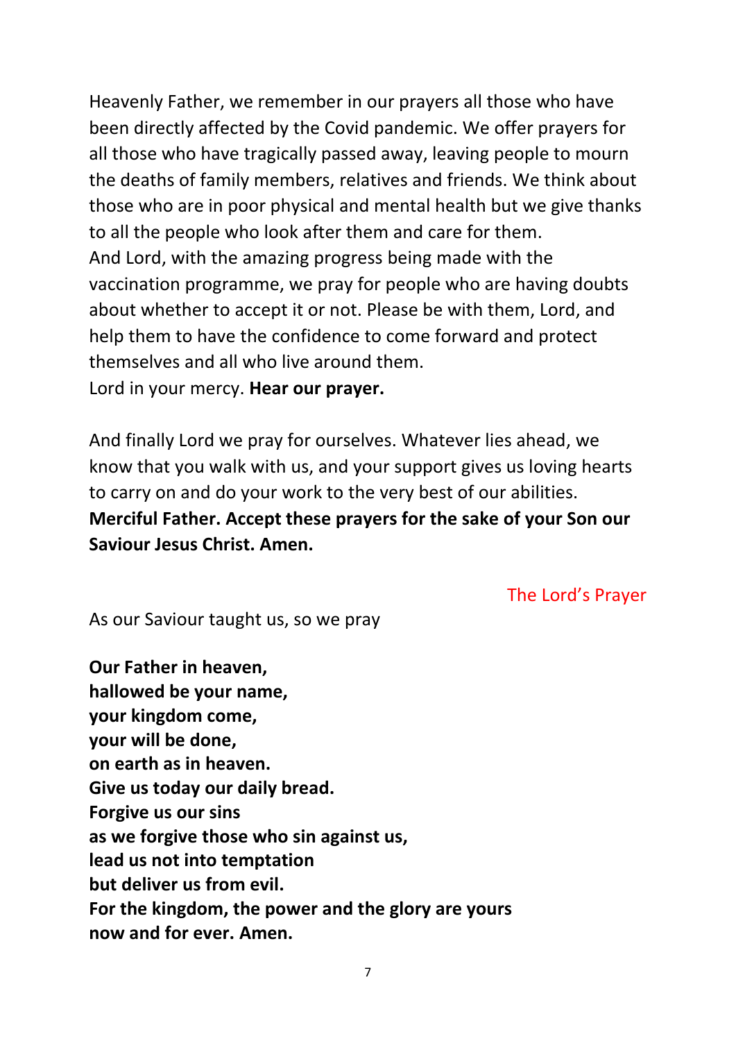Heavenly Father, we remember in our prayers all those who have been directly affected by the Covid pandemic. We offer prayers for all those who have tragically passed away, leaving people to mourn the deaths of family members, relatives and friends. We think about those who are in poor physical and mental health but we give thanks to all the people who look after them and care for them.
And Lord, with the amazing progress being made with the vaccination programme, we pray for people who are having doubts about whether to accept it or not. Please be with them, Lord, and help them to have the confidence to come forward and protect themselves and all who live around them.
Lord in your mercy. **Hear our prayer.**

And finally Lord we pray for ourselves. Whatever lies ahead, we know that you walk with us, and your support gives us loving hearts to carry on and do your work to the very best of our abilities.
**Merciful Father. Accept these prayers for the sake of your Son our Saviour Jesus Christ. Amen.**

## The Lord's Prayer

As our Saviour taught us, so we pray

**Our Father in heaven,**
**hallowed be your name,**
**your kingdom come,**
**your will be done,**
**on earth as in heaven.**
**Give us today our daily bread.**
**Forgive us our sins**
**as we forgive those who sin against us,**
**lead us not into temptation**
**but deliver us from evil.**
**For the kingdom, the power and the glory are yours**
**now and for ever. Amen.**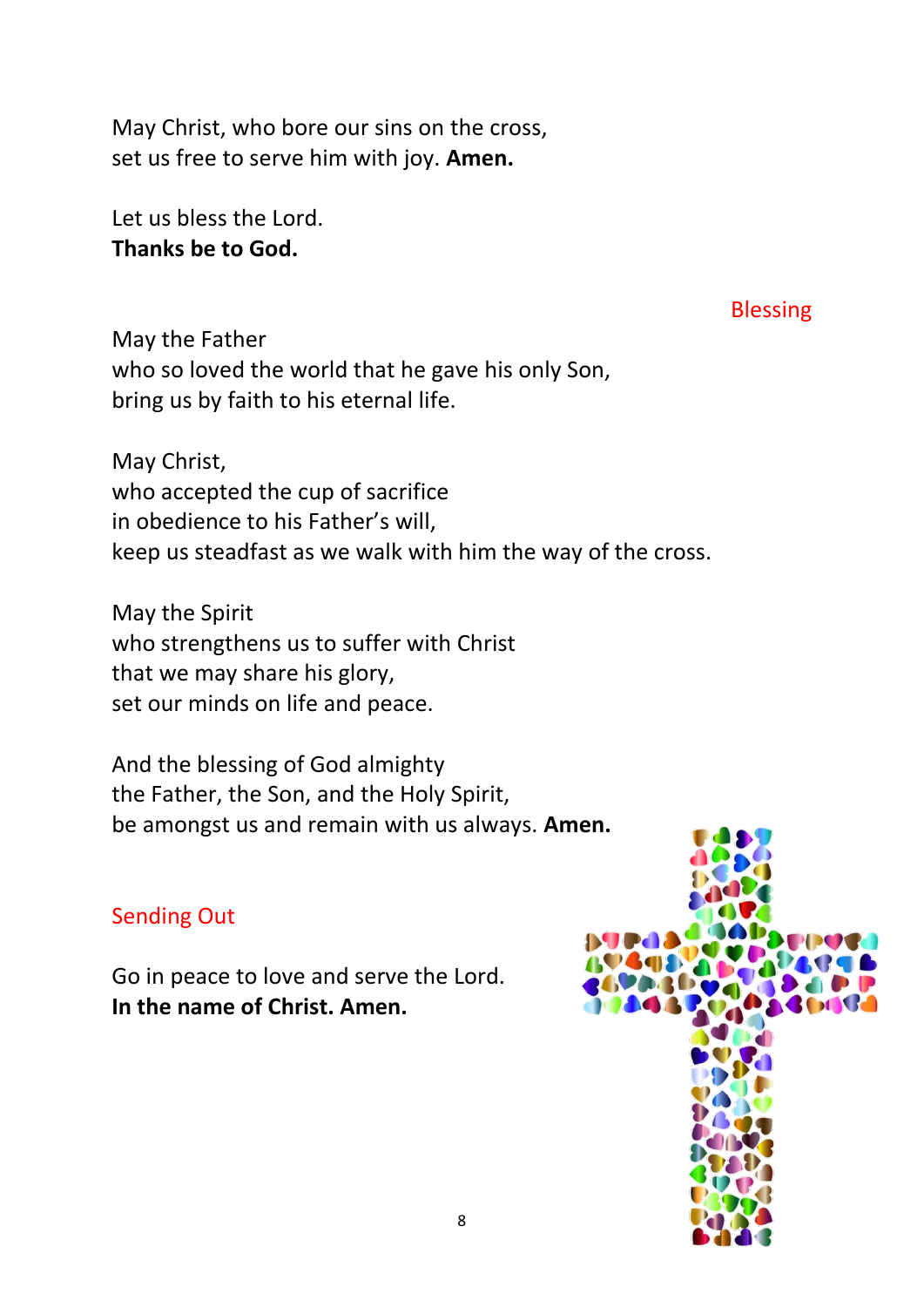May Christ, who bore our sins on the cross,
set us free to serve him with joy. **Amen.**

Let us bless the Lord.
**Thanks be to God.**

Blessing

May the Father
who so loved the world that he gave his only Son,
bring us by faith to his eternal life.

May Christ,
who accepted the cup of sacrifice
in obedience to his Father's will,
keep us steadfast as we walk with him the way of the cross.

May the Spirit
who strengthens us to suffer with Christ
that we may share his glory,
set our minds on life and peace.

And the blessing of God almighty
the Father, the Son, and the Holy Spirit,
be amongst us and remain with us always. **Amen.**

Sending Out

Go in peace to love and serve the Lord.
**In the name of Christ. Amen.**